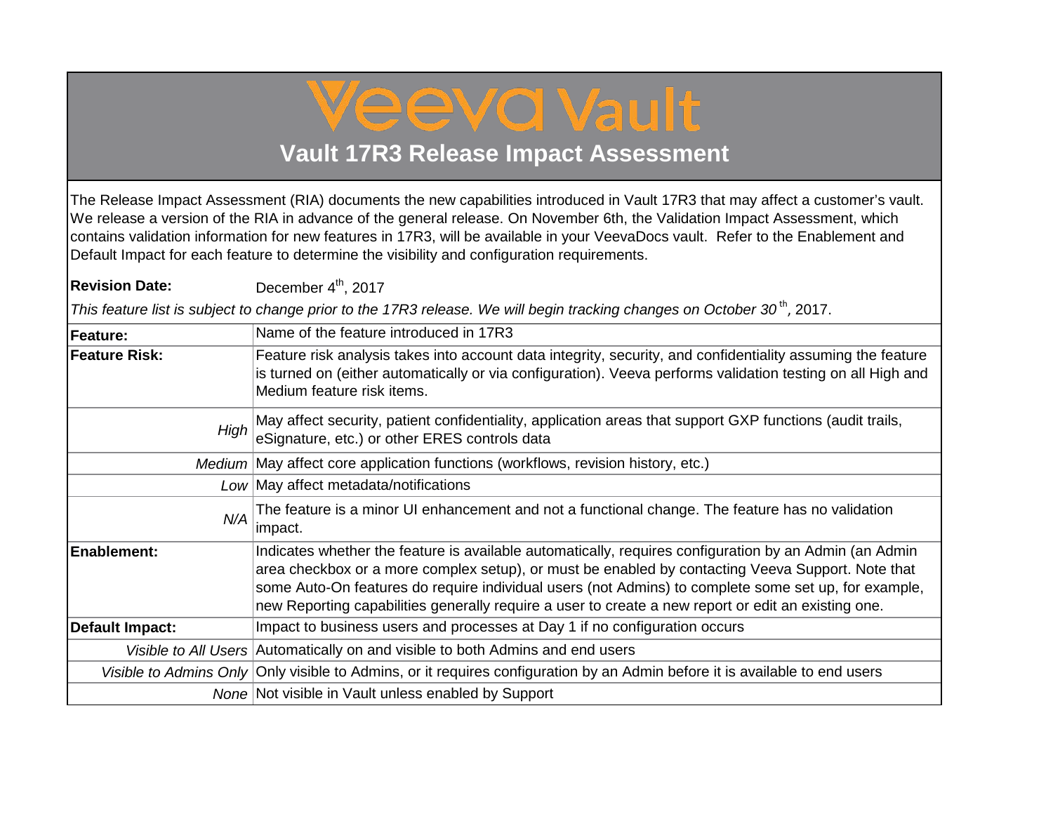# Veeva Vault

## Vault 17R3 Release Impact Assessment

The Release Impact Assessment (RIA) documents the new capabilities introduced in Vault 17R3 that may affect a customer's vault. We release a version of the RIA in advance of the general release. On November 6th, the Validation Impact Assessment, which contains validation information for new features in 17R3, will be available in your VeevaDocs vault. Refer to the Enablement and Default Impact for each feature to determine the visibility and configuration requirements.

**Revision Date:** December 4th, 2017

*This feature list is subject to change prior to the 17R3 release. We will begin tracking changes on October 30th,* 2017.

| | |
|---|---|
| **Feature:** | Name of the feature introduced in 17R3 |
| **Feature Risk:** | Feature risk analysis takes into account data integrity, security, and confidentiality assuming the feature is turned on (either automatically or via configuration). Veeva performs validation testing on all High and Medium feature risk items. |
| *High* | May affect security, patient confidentiality, application areas that support GXP functions (audit trails, eSignature, etc.) or other ERES controls data |
| *Medium* | May affect core application functions (workflows, revision history, etc.) |
| *Low* | May affect metadata/notifications |
| *N/A* | The feature is a minor UI enhancement and not a functional change. The feature has no validation impact. |
| **Enablement:** | Indicates whether the feature is available automatically, requires configuration by an Admin (an Admin area checkbox or a more complex setup), or must be enabled by contacting Veeva Support. Note that some Auto-On features do require individual users (not Admins) to complete some set up, for example, new Reporting capabilities generally require a user to create a new report or edit an existing one. |
| **Default Impact:** | Impact to business users and processes at Day 1 if no configuration occurs |
| *Visible to All Users* | Automatically on and visible to both Admins and end users |
| *Visible to Admins Only* | Only visible to Admins, or it requires configuration by an Admin before it is available to end users |
| *None* | Not visible in Vault unless enabled by Support |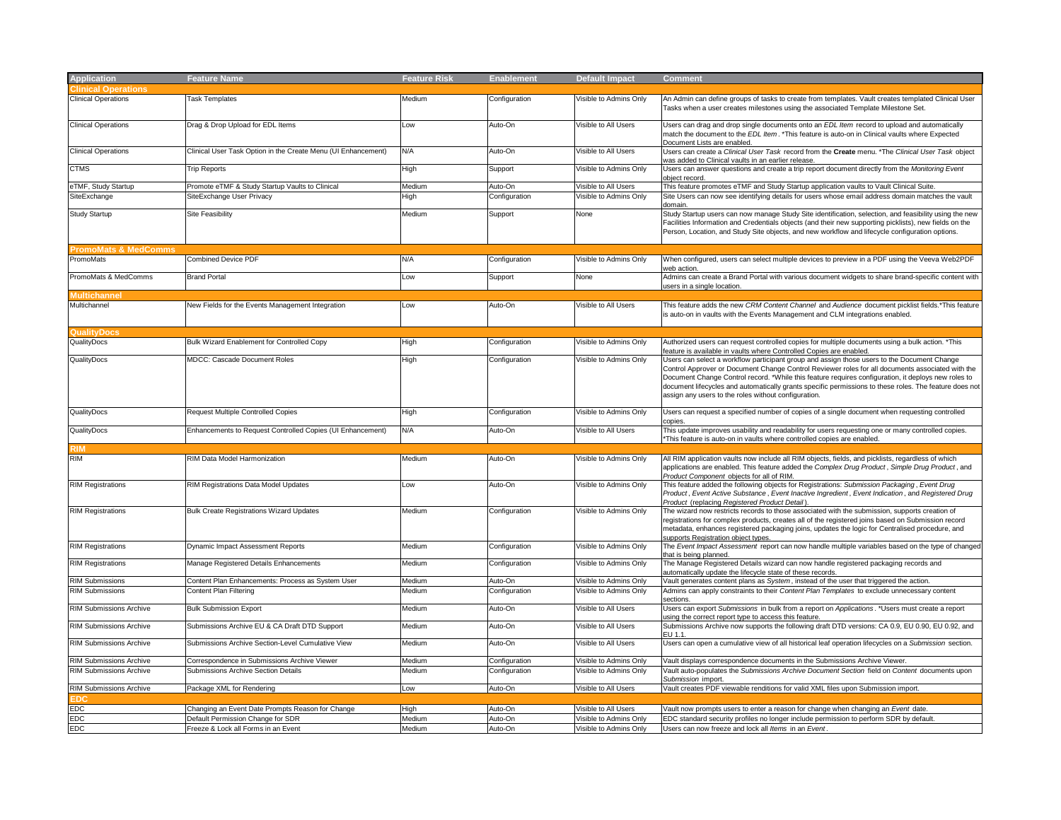| Application | Feature Name | Feature Risk | Enablement | Default Impact | Comment |
|---|---|---|---|---|---|
| **Clinical Operations** | | | | | |
| Clinical Operations | Task Templates | Medium | Configuration | Visible to Admins Only | An Admin can define groups of tasks to create from templates. Vault creates templated Clinical User Tasks when a user creates milestones using the associated Template Milestone Set. |
| Clinical Operations | Drag & Drop Upload for EDL Items | Low | Auto-On | Visible to All Users | Users can drag and drop single documents onto an *EDL Item* record to upload and automatically match the document to the *EDL Item*. *This feature is auto-on in Clinical vaults where Expected Document Lists are enabled. |
| Clinical Operations | Clinical User Task Option in the Create Menu (UI Enhancement) | N/A | Auto-On | Visible to All Users | Users can create a *Clinical User Task* record from the **Create** menu. *The *Clinical User Task* object was added to Clinical vaults in an earlier release. |
| CTMS | Trip Reports | High | Support | Visible to Admins Only | Users can answer questions and create a trip report document directly from the *Monitoring Event* object record. |
| eTMF, Study Startup | Promote eTMF & Study Startup Vaults to Clinical | Medium | Auto-On | Visible to All Users | This feature promotes eTMF and Study Startup application vaults to Vault Clinical Suite. |
| SiteExchange | SiteExchange User Privacy | High | Configuration | Visible to Admins Only | Site Users can now see identifying details for users whose email address domain matches the vault domain. |
| Study Startup | Site Feasibility | Medium | Support | None | Study Startup users can now manage Study Site identification, selection, and feasibility using the new Facilities Information and Credentials objects (and their new supporting picklists), new fields on the Person, Location, and Study Site objects, and new workflow and lifecycle configuration options. |
| **PromoMats & MedComms** | | | | | |
| PromoMats | Combined Device PDF | N/A | Configuration | Visible to Admins Only | When configured, users can select multiple devices to preview in a PDF using the Veeva Web2PDF web action. |
| PromoMats & MedComms | Brand Portal | Low | Support | None | Admins can create a Brand Portal with various document widgets to share brand-specific content with users in a single location. |
| **Multichannel** | | | | | |
| Multichannel | New Fields for the Events Management Integration | Low | Auto-On | Visible to All Users | This feature adds the new *CRM Content Channel* and *Audience* document picklist fields.*This feature is auto-on in vaults with the Events Management and CLM integrations enabled. |
| **QualityDocs** | | | | | |
| QualityDocs | Bulk Wizard Enablement for Controlled Copy | High | Configuration | Visible to Admins Only | Authorized users can request controlled copies for multiple documents using a bulk action. *This feature is available in vaults where Controlled Copies are enabled. |
| QualityDocs | MDCC: Cascade Document Roles | High | Configuration | Visible to Admins Only | Users can select a workflow participant group and assign those users to the Document Change Control Approver or Document Change Control Reviewer roles for all documents associated with the Document Change Control record. *While this feature requires configuration, it deploys new roles to document lifecycles and automatically grants specific permissions to these roles. The feature does not assign any users to the roles without configuration. |
| QualityDocs | Request Multiple Controlled Copies | High | Configuration | Visible to Admins Only | Users can request a specified number of copies of a single document when requesting controlled copies. |
| QualityDocs | Enhancements to Request Controlled Copies (UI Enhancement) | N/A | Auto-On | Visible to All Users | This update improves usability and readability for users requesting one or many controlled copies. *This feature is auto-on in vaults where controlled copies are enabled. |
| **RIM** | | | | | |
| RIM | RIM Data Model Harmonization | Medium | Auto-On | Visible to Admins Only | All RIM application vaults now include all RIM objects, fields, and picklists, regardless of which applications are enabled. This feature added the *Complex Drug Product*, *Simple Drug Product*, and *Product Component* objects for all of RIM. |
| RIM Registrations | RIM Registrations Data Model Updates | Low | Auto-On | Visible to Admins Only | This feature added the following objects for Registrations: *Submission Packaging*, *Event Drug Product*, *Event Active Substance*, *Event Inactive Ingredient*, *Event Indication*, and *Registered Drug Product* (replacing *Registered Product Detail*). |
| RIM Registrations | Bulk Create Registrations Wizard Updates | Medium | Configuration | Visible to Admins Only | The wizard now restricts records to those associated with the submission, supports creation of registrations for complex products, creates all of the registered joins based on Submission record metadata, enhances registered packaging joins, updates the logic for Centralised procedure, and supports Registration object types. |
| RIM Registrations | Dynamic Impact Assessment Reports | Medium | Configuration | Visible to Admins Only | The *Event Impact Assessment* report can now handle multiple variables based on the type of changed that is being planned. |
| RIM Registrations | Manage Registered Details Enhancements | Medium | Configuration | Visible to Admins Only | The Manage Registered Details wizard can now handle registered packaging records and automatically update the lifecycle state of these records. |
| RIM Submissions | Content Plan Enhancements: Process as System User | Medium | Auto-On | Visible to Admins Only | Vault generates content plans as *System*, instead of the user that triggered the action. |
| RIM Submissions | Content Plan Filtering | Medium | Configuration | Visible to Admins Only | Admins can apply constraints to their *Content Plan Templates* to exclude unnecessary content sections. |
| RIM Submissions Archive | Bulk Submission Export | Medium | Auto-On | Visible to All Users | Users can export *Submissions* in bulk from a report on *Applications*. *Users must create a report using the correct report type to access this feature. |
| RIM Submissions Archive | Submissions Archive EU & CA Draft DTD Support | Medium | Auto-On | Visible to All Users | Submissions Archive now supports the following draft DTD versions: CA 0.9, EU 0.90, EU 0.92, and EU 1.1. |
| RIM Submissions Archive | Submissions Archive Section-Level Cumulative View | Medium | Auto-On | Visible to All Users | Users can open a cumulative view of all historical leaf operation lifecycles on a *Submission* section. |
| RIM Submissions Archive | Correspondence in Submissions Archive Viewer | Medium | Configuration | Visible to Admins Only | Vault displays correspondence documents in the Submissions Archive Viewer. |
| RIM Submissions Archive | Submissions Archive Section Details | Medium | Configuration | Visible to Admins Only | Vault auto-populates the *Submissions Archive Document Section* field on *Content* documents upon *Submission* import. |
| RIM Submissions Archive | Package XML for Rendering | Low | Auto-On | Visible to All Users | Vault creates PDF viewable renditions for valid XML files upon Submission import. |
| **EDC** | | | | | |
| EDC | Changing an Event Date Prompts Reason for Change | High | Auto-On | Visible to All Users | Vault now prompts users to enter a reason for change when changing an *Event* date. |
| EDC | Default Permission Change for SDR | Medium | Auto-On | Visible to Admins Only | EDC standard security profiles no longer include permission to perform SDR by default. |
| EDC | Freeze & Lock all Forms in an Event | Medium | Auto-On | Visible to Admins Only | Users can now freeze and lock all *Items* in an *Event*. |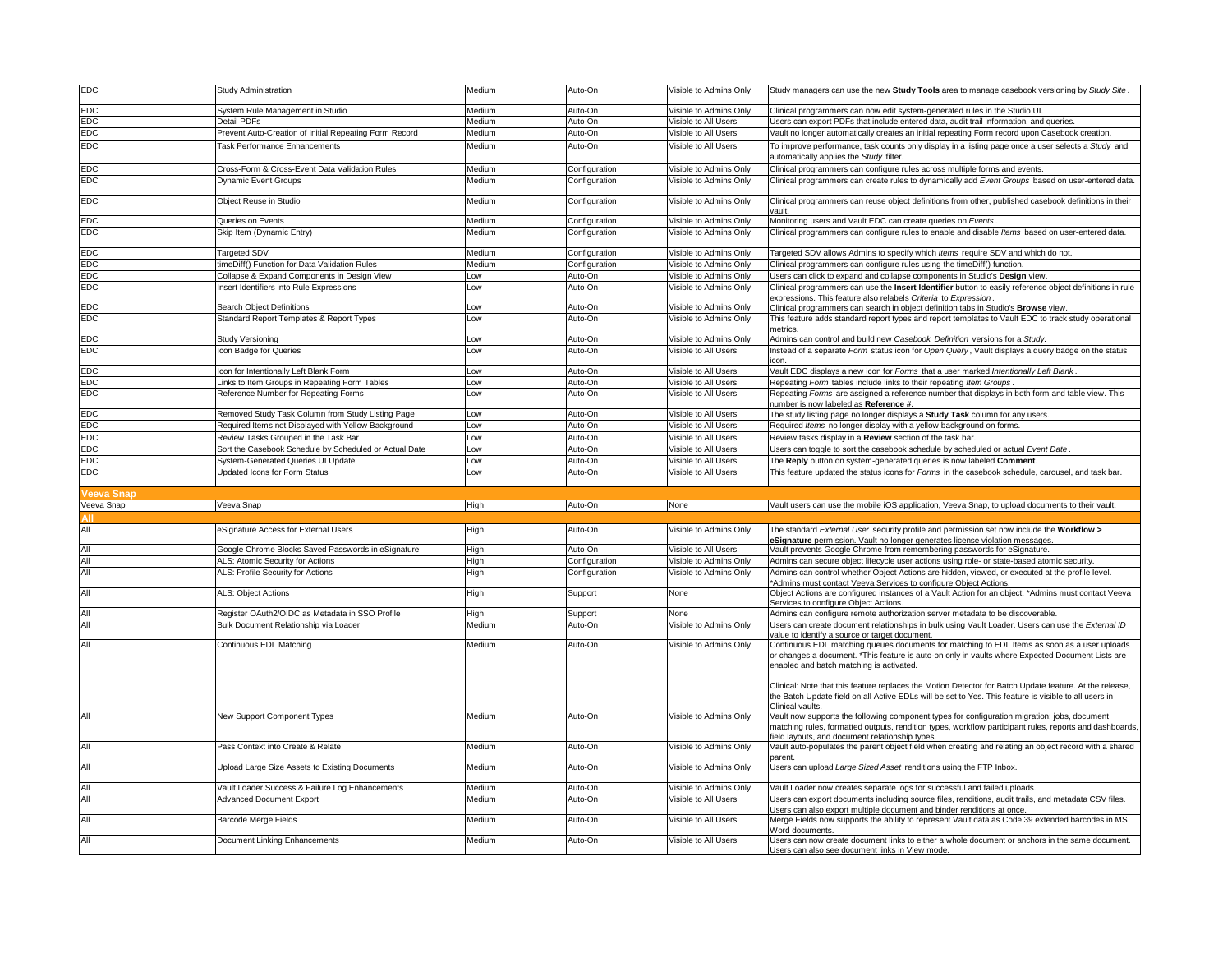| | | | | | |
|---|---|---|---|---|---|
| EDC | Study Administration | Medium | Auto-On | Visible to Admins Only | Study managers can use the new **Study Tools** area to manage casebook versioning by *Study Site*. |
| EDC | System Rule Management in Studio | Medium | Auto-On | Visible to Admins Only | Clinical programmers can now edit system-generated rules in the Studio UI. |
| EDC | Detail PDFs | Medium | Auto-On | Visible to All Users | Users can export PDFs that include entered data, audit trail information, and queries. |
| EDC | Prevent Auto-Creation of Initial Repeating Form Record | Medium | Auto-On | Visible to All Users | Vault no longer automatically creates an initial repeating Form record upon Casebook creation. |
| EDC | Task Performance Enhancements | Medium | Auto-On | Visible to All Users | To improve performance, task counts only display in a listing page once a user selects a *Study* and automatically applies the *Study* filter. |
| EDC | Cross-Form & Cross-Event Data Validation Rules | Medium | Configuration | Visible to Admins Only | Clinical programmers can configure rules across multiple forms and events. |
| EDC | Dynamic Event Groups | Medium | Configuration | Visible to Admins Only | Clinical programmers can create rules to dynamically add *Event Groups* based on user-entered data. |
| EDC | Object Reuse in Studio | Medium | Configuration | Visible to Admins Only | Clinical programmers can reuse object definitions from other, published casebook definitions in their vault. |
| EDC | Queries on Events | Medium | Configuration | Visible to Admins Only | Monitoring users and Vault EDC can create queries on *Events*. |
| EDC | Skip Item (Dynamic Entry) | Medium | Configuration | Visible to Admins Only | Clinical programmers can configure rules to enable and disable *Items* based on user-entered data. |
| EDC | Targeted SDV | Medium | Configuration | Visible to Admins Only | Targeted SDV allows Admins to specify which *Items* require SDV and which do not. |
| EDC | timeDiff() Function for Data Validation Rules | Medium | Configuration | Visible to Admins Only | Clinical programmers can configure rules using the timeDiff() function. |
| EDC | Collapse & Expand Components in Design View | Low | Auto-On | Visible to Admins Only | Users can click to expand and collapse components in Studio's **Design** view. |
| EDC | Insert Identifiers into Rule Expressions | Low | Auto-On | Visible to Admins Only | Clinical programmers can use the **Insert Identifier** button to easily reference object definitions in rule expressions. This feature also relabels *Criteria* to *Expression*. |
| EDC | Search Object Definitions | Low | Auto-On | Visible to Admins Only | Clinical programmers can search in object definition tabs in Studio's **Browse** view. |
| EDC | Standard Report Templates & Report Types | Low | Auto-On | Visible to Admins Only | This feature adds standard report types and report templates to Vault EDC to track study operational metrics. |
| EDC | Study Versioning | Low | Auto-On | Visible to Admins Only | Admins can control and build new *Casebook Definition* versions for a *Study*. |
| EDC | Icon Badge for Queries | Low | Auto-On | Visible to All Users | Instead of a separate *Form* status icon for *Open Query*, Vault displays a query badge on the status icon. |
| EDC | Icon for Intentionally Left Blank Form | Low | Auto-On | Visible to All Users | Vault EDC displays a new icon for *Forms* that a user marked *Intentionally Left Blank*. |
| EDC | Links to Item Groups in Repeating Form Tables | Low | Auto-On | Visible to All Users | Repeating *Form* tables include links to their repeating *Item Groups*. |
| EDC | Reference Number for Repeating Forms | Low | Auto-On | Visible to All Users | Repeating *Forms* are assigned a reference number that displays in both form and table view. This number is now labeled as **Reference #**. |
| EDC | Removed Study Task Column from Study Listing Page | Low | Auto-On | Visible to All Users | The study listing page no longer displays a **Study Task** column for any users. |
| EDC | Required Items not Displayed with Yellow Background | Low | Auto-On | Visible to All Users | Required *Items* no longer display with a yellow background on forms. |
| EDC | Review Tasks Grouped in the Task Bar | Low | Auto-On | Visible to All Users | Review tasks display in a **Review** section of the task bar. |
| EDC | Sort the Casebook Schedule by Scheduled or Actual Date | Low | Auto-On | Visible to All Users | Users can toggle to sort the casebook schedule by scheduled or actual *Event Date*. |
| EDC | System-Generated Queries UI Update | Low | Auto-On | Visible to All Users | The **Reply** button on system-generated queries is now labeled **Comment**. |
| EDC | Updated Icons for Form Status | Low | Auto-On | Visible to All Users | This feature updated the status icons for *Forms* in the casebook schedule, carousel, and task bar. |
| **Veeva Snap** | | | | | |
| Veeva Snap | Veeva Snap | High | Auto-On | None | Vault users can use the mobile iOS application, Veeva Snap, to upload documents to their vault. |
| **All** | | | | | |
| All | eSignature Access for External Users | High | Auto-On | Visible to Admins Only | The standard *External User* security profile and permission set now include the **Workflow > eSignature** permission. Vault no longer generates license violation messages. |
| All | Google Chrome Blocks Saved Passwords in eSignature | High | Auto-On | Visible to All Users | Vault prevents Google Chrome from remembering passwords for eSignature. |
| All | ALS: Atomic Security for Actions | High | Configuration | Visible to Admins Only | Admins can secure object lifecycle user actions using role- or state-based atomic security. |
| All | ALS: Profile Security for Actions | High | Configuration | Visible to Admins Only | Admins can control whether Object Actions are hidden, viewed, or executed at the profile level. *Admins must contact Veeva Services to configure Object Actions. |
| All | ALS: Object Actions | High | Support | None | Object Actions are configured instances of a Vault Action for an object. *Admins must contact Veeva Services to configure Object Actions. |
| All | Register OAuth2/OIDC as Metadata in SSO Profile | High | Support | None | Admins can configure remote authorization server metadata to be discoverable. |
| All | Bulk Document Relationship via Loader | Medium | Auto-On | Visible to Admins Only | Users can create document relationships in bulk using Vault Loader. Users can use the *External ID* value to identify a source or target document. |
| All | Continuous EDL Matching | Medium | Auto-On | Visible to Admins Only | Continuous EDL matching queues documents for matching to EDL Items as soon as a user uploads or changes a document. *This feature is auto-on only in vaults where Expected Document Lists are enabled and batch matching is activated.<br><br>Clinical: Note that this feature replaces the Motion Detector for Batch Update feature. At the release, the Batch Update field on all Active EDLs will be set to Yes. This feature is visible to all users in Clinical vaults. |
| All | New Support Component Types | Medium | Auto-On | Visible to Admins Only | Vault now supports the following component types for configuration migration: jobs, document matching rules, formatted outputs, rendition types, workflow participant rules, reports and dashboards, field layouts, and document relationship types. |
| All | Pass Context into Create & Relate | Medium | Auto-On | Visible to Admins Only | Vault auto-populates the parent object field when creating and relating an object record with a shared parent. |
| All | Upload Large Size Assets to Existing Documents | Medium | Auto-On | Visible to Admins Only | Users can upload *Large Sized Asset* renditions using the FTP Inbox. |
| All | Vault Loader Success & Failure Log Enhancements | Medium | Auto-On | Visible to Admins Only | Vault Loader now creates separate logs for successful and failed uploads. |
| All | Advanced Document Export | Medium | Auto-On | Visible to All Users | Users can export documents including source files, renditions, audit trails, and metadata CSV files. Users can also export multiple document and binder renditions at once. |
| All | Barcode Merge Fields | Medium | Auto-On | Visible to All Users | Merge Fields now supports the ability to represent Vault data as Code 39 extended barcodes in MS Word documents. |
| All | Document Linking Enhancements | Medium | Auto-On | Visible to All Users | Users can now create document links to either a whole document or anchors in the same document. Users can also see document links in View mode. |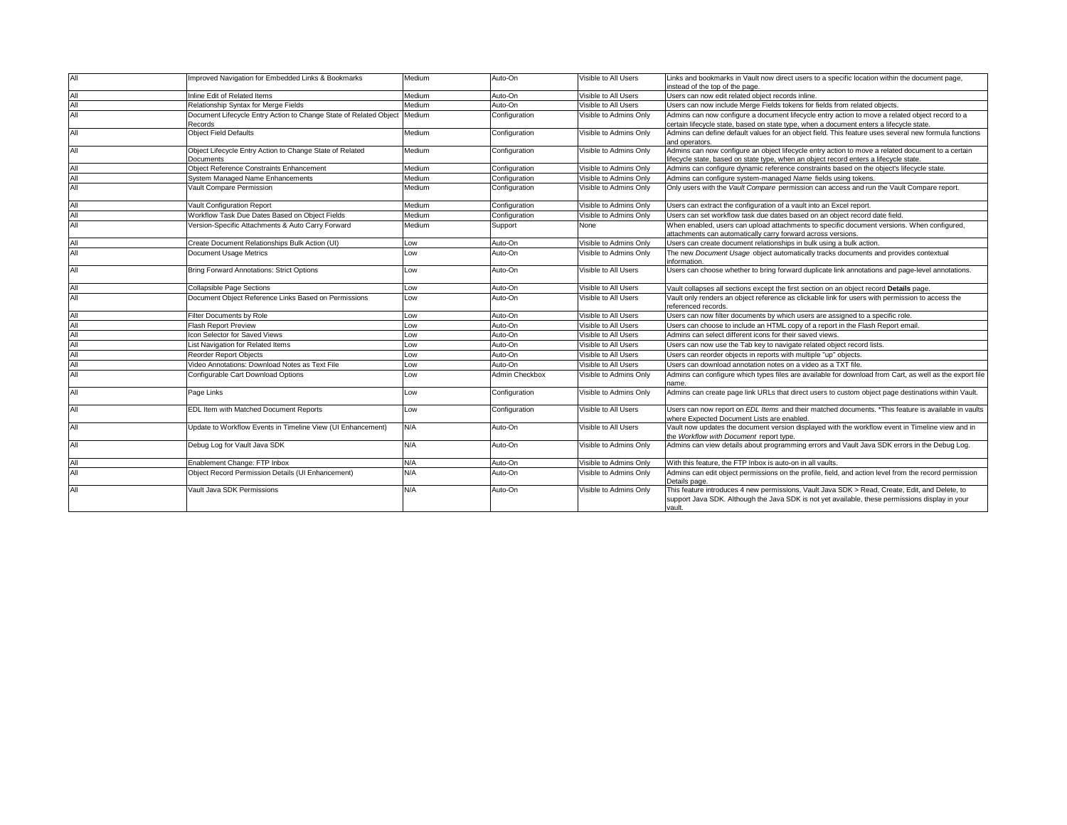| All | Improved Navigation for Embedded Links & Bookmarks | Medium | Auto-On | Visible to All Users | Links and bookmarks in Vault now direct users to a specific location within the document page, instead of the top of the page. |
|---|---|---|---|---|---|
| All | Inline Edit of Related Items | Medium | Auto-On | Visible to All Users | Users can now edit related object records inline. |
| All | Relationship Syntax for Merge Fields | Medium | Auto-On | Visible to All Users | Users can now include Merge Fields tokens for fields from related objects. |
| All | Document Lifecycle Entry Action to Change State of Related Object Records | Medium | Configuration | Visible to Admins Only | Admins can now configure a document lifecycle entry action to move a related object record to a certain lifecycle state, based on state type, when a document enters a lifecycle state. |
| All | Object Field Defaults | Medium | Configuration | Visible to Admins Only | Admins can define default values for an object field. This feature uses several new formula functions and operators. |
| All | Object Lifecycle Entry Action to Change State of Related Documents | Medium | Configuration | Visible to Admins Only | Admins can now configure an object lifecycle entry action to move a related document to a certain lifecycle state, based on state type, when an object record enters a lifecycle state. |
| All | Object Reference Constraints Enhancement | Medium | Configuration | Visible to Admins Only | Admins can configure dynamic reference constraints based on the object's lifecycle state. |
| All | System Managed Name Enhancements | Medium | Configuration | Visible to Admins Only | Admins can configure system-managed *Name* fields using tokens. |
| All | Vault Compare Permission | Medium | Configuration | Visible to Admins Only | Only users with the *Vault Compare* permission can access and run the Vault Compare report. |
| All | Vault Configuration Report | Medium | Configuration | Visible to Admins Only | Users can extract the configuration of a vault into an Excel report. |
| All | Workflow Task Due Dates Based on Object Fields | Medium | Configuration | Visible to Admins Only | Users can set workflow task due dates based on an object record date field. |
| All | Version-Specific Attachments & Auto Carry Forward | Medium | Support | None | When enabled, users can upload attachments to specific document versions. When configured, attachments can automatically carry forward across versions. |
| All | Create Document Relationships Bulk Action (UI) | Low | Auto-On | Visible to Admins Only | Users can create document relationships in bulk using a bulk action. |
| All | Document Usage Metrics | Low | Auto-On | Visible to Admins Only | The new *Document Usage* object automatically tracks documents and provides contextual information. |
| All | Bring Forward Annotations: Strict Options | Low | Auto-On | Visible to All Users | Users can choose whether to bring forward duplicate link annotations and page-level annotations. |
| All | Collapsible Page Sections | Low | Auto-On | Visible to All Users | Vault collapses all sections except the first section on an object record **Details** page. |
| All | Document Object Reference Links Based on Permissions | Low | Auto-On | Visible to All Users | Vault only renders an object reference as clickable link for users with permission to access the referenced records. |
| All | Filter Documents by Role | Low | Auto-On | Visible to All Users | Users can now filter documents by which users are assigned to a specific role. |
| All | Flash Report Preview | Low | Auto-On | Visible to All Users | Users can choose to include an HTML copy of a report in the Flash Report email. |
| All | Icon Selector for Saved Views | Low | Auto-On | Visible to All Users | Admins can select different icons for their saved views. |
| All | List Navigation for Related Items | Low | Auto-On | Visible to All Users | Users can now use the Tab key to navigate related object record lists. |
| All | Reorder Report Objects | Low | Auto-On | Visible to All Users | Users can reorder objects in reports with multiple "up" objects. |
| All | Video Annotations: Download Notes as Text File | Low | Auto-On | Visible to All Users | Users can download annotation notes on a video as a TXT file. |
| All | Configurable Cart Download Options | Low | Admin Checkbox | Visible to Admins Only | Admins can configure which types files are available for download from Cart, as well as the export file name. |
| All | Page Links | Low | Configuration | Visible to Admins Only | Admins can create page link URLs that direct users to custom object page destinations within Vault. |
| All | EDL Item with Matched Document Reports | Low | Configuration | Visible to All Users | Users can now report on *EDL Items* and their matched documents. *This feature is available in vaults where Expected Document Lists are enabled. |
| All | Update to Workflow Events in Timeline View (UI Enhancement) | N/A | Auto-On | Visible to All Users | Vault now updates the document version displayed with the workflow event in Timeline view and in the *Workflow with Document* report type. |
| All | Debug Log for Vault Java SDK | N/A | Auto-On | Visible to Admins Only | Admins can view details about programming errors and Vault Java SDK errors in the Debug Log. |
| All | Enablement Change: FTP Inbox | N/A | Auto-On | Visible to Admins Only | With this feature, the FTP Inbox is auto-on in all vaults. |
| All | Object Record Permission Details (UI Enhancement) | N/A | Auto-On | Visible to Admins Only | Admins can edit object permissions on the profile, field, and action level from the record permission Details page. |
| All | Vault Java SDK Permissions | N/A | Auto-On | Visible to Admins Only | This feature introduces 4 new permissions, Vault Java SDK > Read, Create, Edit, and Delete, to support Java SDK. Although the Java SDK is not yet available, these permissions display in your vault. |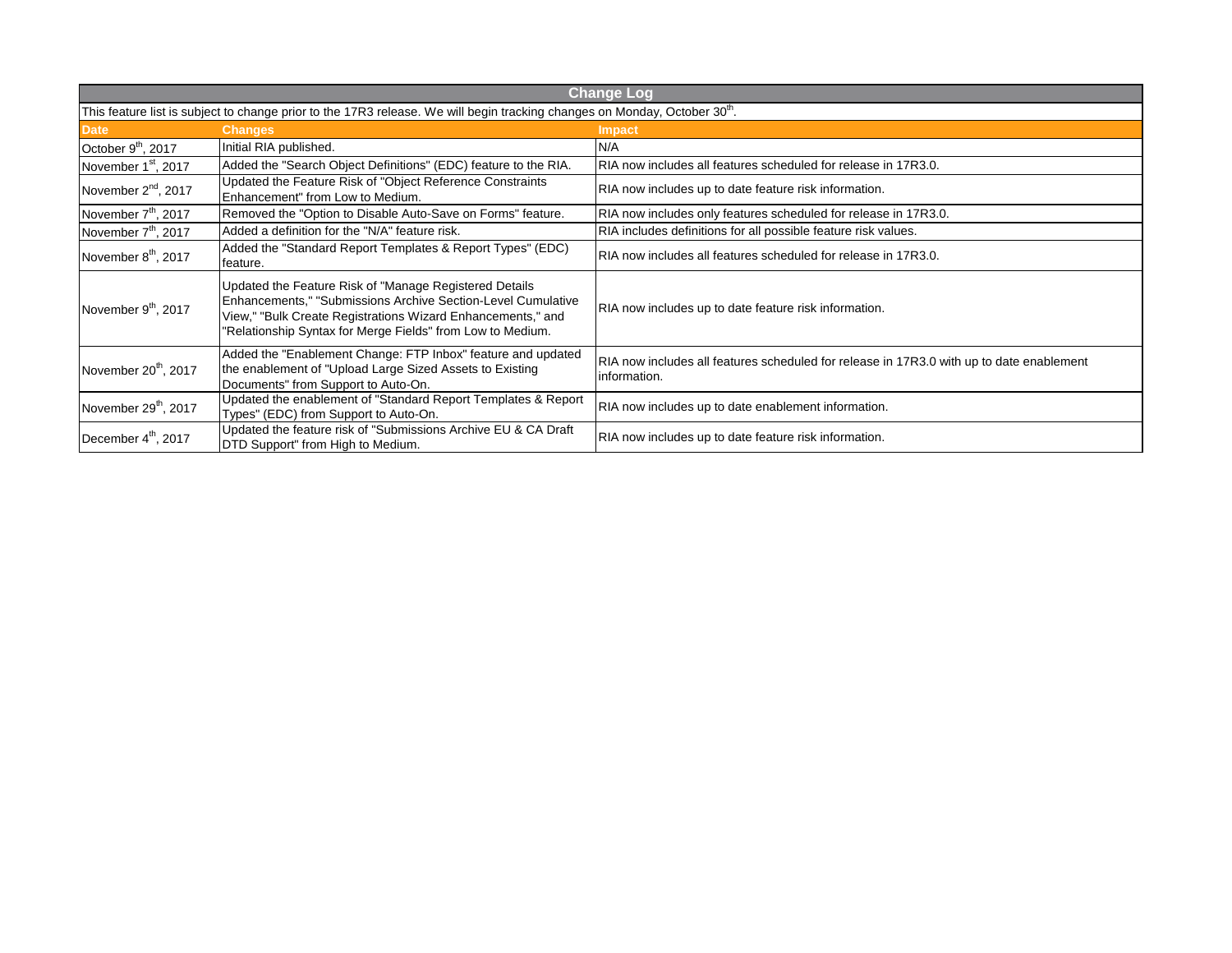## Change Log

This feature list is subject to change prior to the 17R3 release. We will begin tracking changes on Monday, October 30th.

| Date | Changes | Impact |
|---|---|---|
| October 9th, 2017 | Initial RIA published. | N/A |
| November 1st, 2017 | Added the "Search Object Definitions" (EDC) feature to the RIA. | RIA now includes all features scheduled for release in 17R3.0. |
| November 2nd, 2017 | Updated the Feature Risk of "Object Reference Constraints Enhancement" from Low to Medium. | RIA now includes up to date feature risk information. |
| November 7th, 2017 | Removed the "Option to Disable Auto-Save on Forms" feature. | RIA now includes only features scheduled for release in 17R3.0. |
| November 7th, 2017 | Added a definition for the "N/A" feature risk. | RIA includes definitions for all possible feature risk values. |
| November 8th, 2017 | Added the "Standard Report Templates & Report Types" (EDC) feature. | RIA now includes all features scheduled for release in 17R3.0. |
| November 9th, 2017 | Updated the Feature Risk of "Manage Registered Details Enhancements," "Submissions Archive Section-Level Cumulative View," "Bulk Create Registrations Wizard Enhancements," and "Relationship Syntax for Merge Fields" from Low to Medium. | RIA now includes up to date feature risk information. |
| November 20th, 2017 | Added the "Enablement Change: FTP Inbox" feature and updated the enablement of "Upload Large Sized Assets to Existing Documents" from Support to Auto-On. | RIA now includes all features scheduled for release in 17R3.0 with up to date enablement information. |
| November 29th, 2017 | Updated the enablement of "Standard Report Templates & Report Types" (EDC) from Support to Auto-On. | RIA now includes up to date enablement information. |
| December 4th, 2017 | Updated the feature risk of "Submissions Archive EU & CA Draft DTD Support" from High to Medium. | RIA now includes up to date feature risk information. |